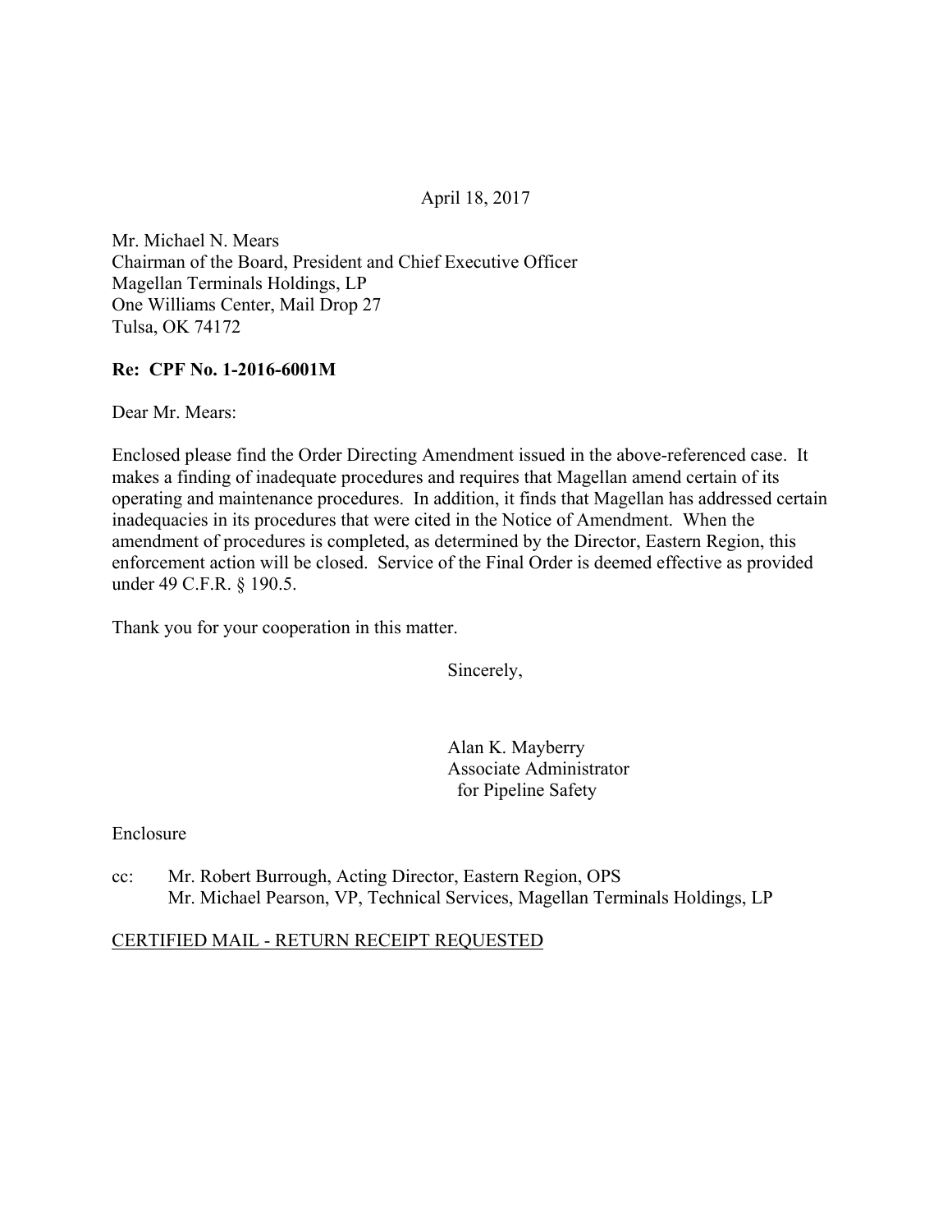April 18, 2017

Mr. Michael N. Mears
Chairman of the Board, President and Chief Executive Officer
Magellan Terminals Holdings, LP
One Williams Center, Mail Drop 27
Tulsa, OK 74172

**Re: CPF No. 1-2016-6001M**

Dear Mr. Mears:

Enclosed please find the Order Directing Amendment issued in the above-referenced case. It makes a finding of inadequate procedures and requires that Magellan amend certain of its operating and maintenance procedures. In addition, it finds that Magellan has addressed certain inadequacies in its procedures that were cited in the Notice of Amendment. When the amendment of procedures is completed, as determined by the Director, Eastern Region, this enforcement action will be closed. Service of the Final Order is deemed effective as provided under 49 C.F.R. § 190.5.

Thank you for your cooperation in this matter.

Sincerely,

Alan K. Mayberry
Associate Administrator
for Pipeline Safety

Enclosure

cc: Mr. Robert Burrough, Acting Director, Eastern Region, OPS
Mr. Michael Pearson, VP, Technical Services, Magellan Terminals Holdings, LP

CERTIFIED MAIL - RETURN RECEIPT REQUESTED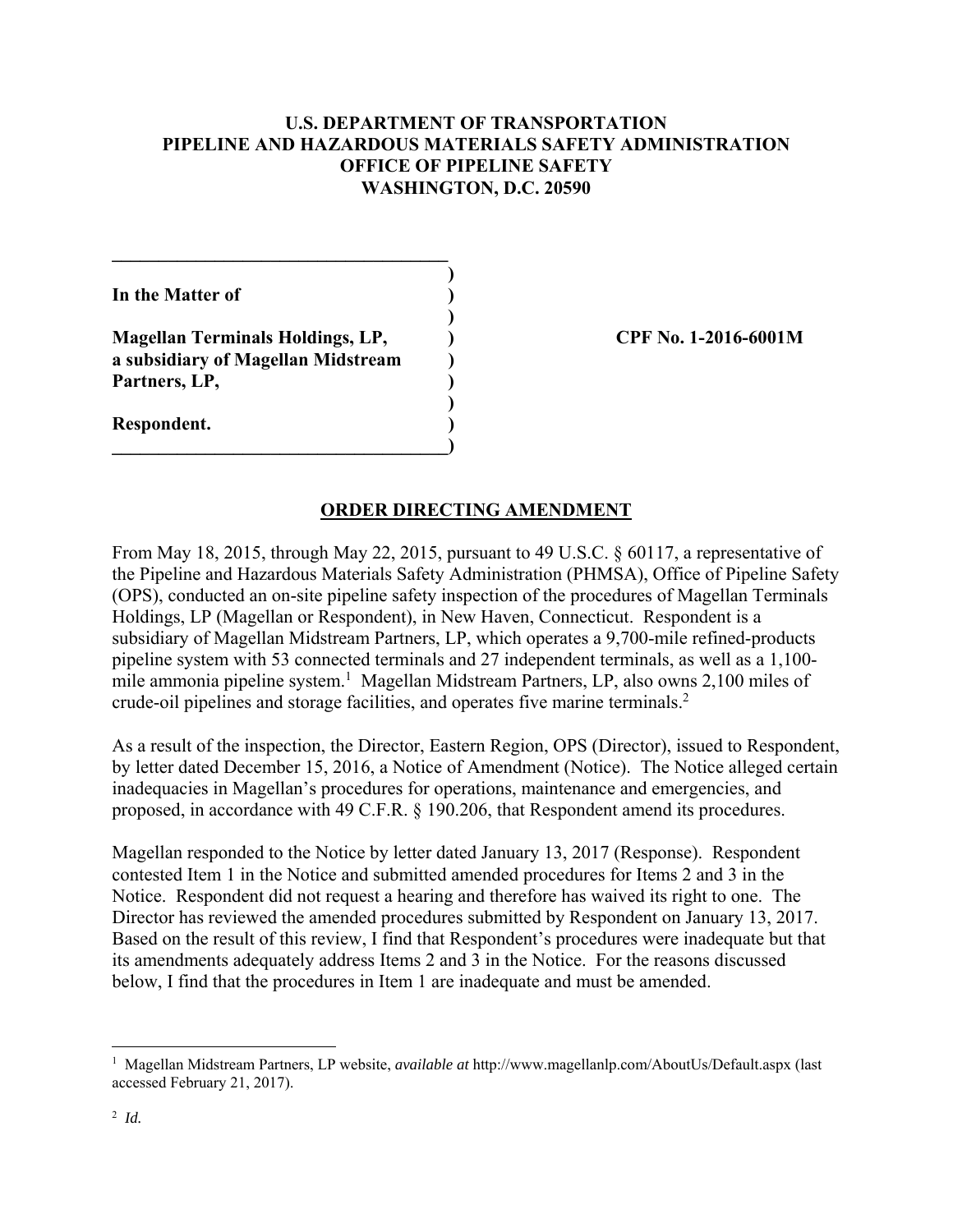**U.S. DEPARTMENT OF TRANSPORTATION**
**PIPELINE AND HAZARDOUS MATERIALS SAFETY ADMINISTRATION**
**OFFICE OF PIPELINE SAFETY**
**WASHINGTON, D.C. 20590**

| | |
|---|---|
| **In the Matter of** | |
| **Magellan Terminals Holdings, LP, a subsidiary of Magellan Midstream Partners, LP,** | **CPF No. 1-2016-6001M** |
| **Respondent.** | |

## ORDER DIRECTING AMENDMENT

From May 18, 2015, through May 22, 2015, pursuant to 49 U.S.C. § 60117, a representative of the Pipeline and Hazardous Materials Safety Administration (PHMSA), Office of Pipeline Safety (OPS), conducted an on-site pipeline safety inspection of the procedures of Magellan Terminals Holdings, LP (Magellan or Respondent), in New Haven, Connecticut. Respondent is a subsidiary of Magellan Midstream Partners, LP, which operates a 9,700-mile refined-products pipeline system with 53 connected terminals and 27 independent terminals, as well as a 1,100-mile ammonia pipeline system.[1] Magellan Midstream Partners, LP, also owns 2,100 miles of crude-oil pipelines and storage facilities, and operates five marine terminals.[2]

As a result of the inspection, the Director, Eastern Region, OPS (Director), issued to Respondent, by letter dated December 15, 2016, a Notice of Amendment (Notice). The Notice alleged certain inadequacies in Magellan's procedures for operations, maintenance and emergencies, and proposed, in accordance with 49 C.F.R. § 190.206, that Respondent amend its procedures.

Magellan responded to the Notice by letter dated January 13, 2017 (Response). Respondent contested Item 1 in the Notice and submitted amended procedures for Items 2 and 3 in the Notice. Respondent did not request a hearing and therefore has waived its right to one. The Director has reviewed the amended procedures submitted by Respondent on January 13, 2017. Based on the result of this review, I find that Respondent's procedures were inadequate but that its amendments adequately address Items 2 and 3 in the Notice. For the reasons discussed below, I find that the procedures in Item 1 are inadequate and must be amended.

---

[1] Magellan Midstream Partners, LP website, *available at* http://www.magellanlp.com/AboutUs/Default.aspx (last accessed February 21, 2017).

[2] *Id.*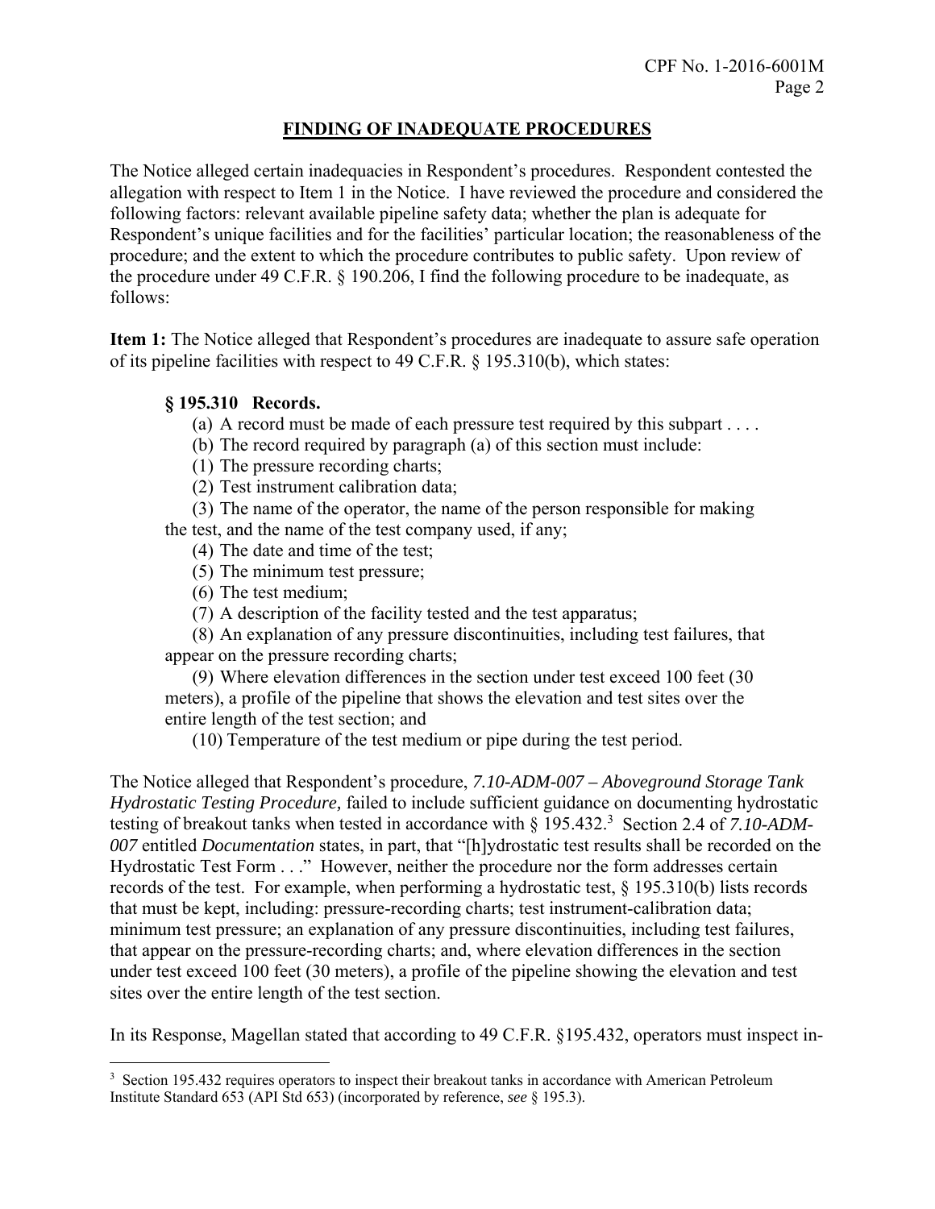## FINDING OF INADEQUATE PROCEDURES

The Notice alleged certain inadequacies in Respondent's procedures. Respondent contested the allegation with respect to Item 1 in the Notice. I have reviewed the procedure and considered the following factors: relevant available pipeline safety data; whether the plan is adequate for Respondent's unique facilities and for the facilities' particular location; the reasonableness of the procedure; and the extent to which the procedure contributes to public safety. Upon review of the procedure under 49 C.F.R. § 190.206, I find the following procedure to be inadequate, as follows:

**Item 1:** The Notice alleged that Respondent's procedures are inadequate to assure safe operation of its pipeline facilities with respect to 49 C.F.R. § 195.310(b), which states:

> **§ 195.310 Records.**
>
> (a) A record must be made of each pressure test required by this subpart . . . .
>
> (b) The record required by paragraph (a) of this section must include:
>
> (1) The pressure recording charts;
>
> (2) Test instrument calibration data;
>
> (3) The name of the operator, the name of the person responsible for making the test, and the name of the test company used, if any;
>
> (4) The date and time of the test;
>
> (5) The minimum test pressure;
>
> (6) The test medium;
>
> (7) A description of the facility tested and the test apparatus;
>
> (8) An explanation of any pressure discontinuities, including test failures, that appear on the pressure recording charts;
>
> (9) Where elevation differences in the section under test exceed 100 feet (30 meters), a profile of the pipeline that shows the elevation and test sites over the entire length of the test section; and
>
> (10) Temperature of the test medium or pipe during the test period.

The Notice alleged that Respondent's procedure, *7.10-ADM-007 – Aboveground Storage Tank Hydrostatic Testing Procedure,* failed to include sufficient guidance on documenting hydrostatic testing of breakout tanks when tested in accordance with § 195.432.[3] Section 2.4 of *7.10-ADM-007* entitled *Documentation* states, in part, that "[h]ydrostatic test results shall be recorded on the Hydrostatic Test Form . . ." However, neither the procedure nor the form addresses certain records of the test. For example, when performing a hydrostatic test, § 195.310(b) lists records that must be kept, including: pressure-recording charts; test instrument-calibration data; minimum test pressure; an explanation of any pressure discontinuities, including test failures, that appear on the pressure-recording charts; and, where elevation differences in the section under test exceed 100 feet (30 meters), a profile of the pipeline showing the elevation and test sites over the entire length of the test section.

In its Response, Magellan stated that according to 49 C.F.R. §195.432, operators must inspect in-

---

[3] Section 195.432 requires operators to inspect their breakout tanks in accordance with American Petroleum Institute Standard 653 (API Std 653) (incorporated by reference, *see* § 195.3).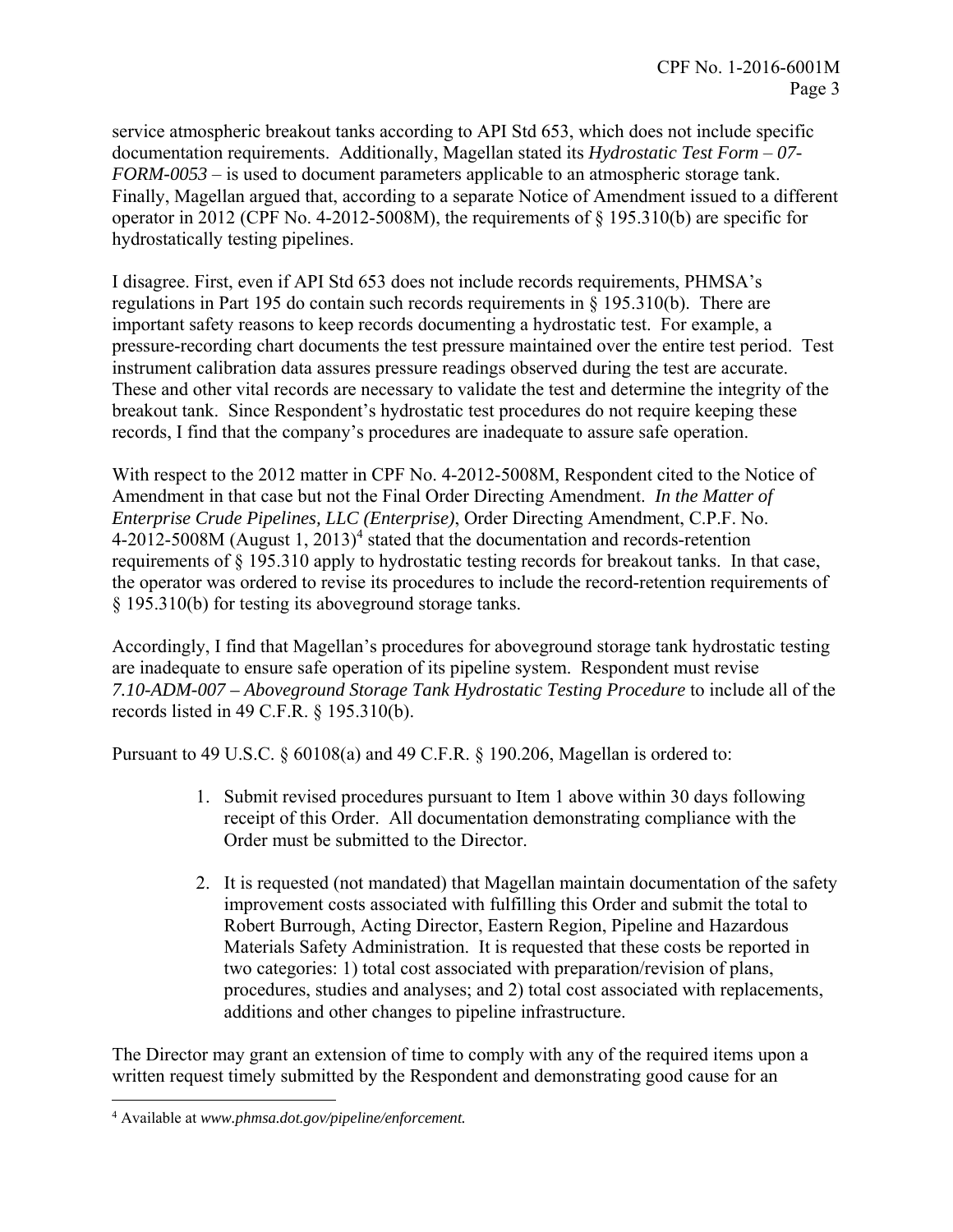service atmospheric breakout tanks according to API Std 653, which does not include specific documentation requirements. Additionally, Magellan stated its *Hydrostatic Test Form – 07-FORM-0053* – is used to document parameters applicable to an atmospheric storage tank. Finally, Magellan argued that, according to a separate Notice of Amendment issued to a different operator in 2012 (CPF No. 4-2012-5008M), the requirements of § 195.310(b) are specific for hydrostatically testing pipelines.

I disagree. First, even if API Std 653 does not include records requirements, PHMSA's regulations in Part 195 do contain such records requirements in § 195.310(b). There are important safety reasons to keep records documenting a hydrostatic test. For example, a pressure-recording chart documents the test pressure maintained over the entire test period. Test instrument calibration data assures pressure readings observed during the test are accurate. These and other vital records are necessary to validate the test and determine the integrity of the breakout tank. Since Respondent's hydrostatic test procedures do not require keeping these records, I find that the company's procedures are inadequate to assure safe operation.

With respect to the 2012 matter in CPF No. 4-2012-5008M, Respondent cited to the Notice of Amendment in that case but not the Final Order Directing Amendment. *In the Matter of Enterprise Crude Pipelines, LLC (Enterprise)*, Order Directing Amendment, C.P.F. No. 4-2012-5008M (August 1, 2013)[4] stated that the documentation and records-retention requirements of § 195.310 apply to hydrostatic testing records for breakout tanks. In that case, the operator was ordered to revise its procedures to include the record-retention requirements of § 195.310(b) for testing its aboveground storage tanks.

Accordingly, I find that Magellan's procedures for aboveground storage tank hydrostatic testing are inadequate to ensure safe operation of its pipeline system. Respondent must revise *7.10-ADM-007 – Aboveground Storage Tank Hydrostatic Testing Procedure* to include all of the records listed in 49 C.F.R. § 195.310(b).

Pursuant to 49 U.S.C. § 60108(a) and 49 C.F.R. § 190.206, Magellan is ordered to:

1. Submit revised procedures pursuant to Item 1 above within 30 days following receipt of this Order. All documentation demonstrating compliance with the Order must be submitted to the Director.

2. It is requested (not mandated) that Magellan maintain documentation of the safety improvement costs associated with fulfilling this Order and submit the total to Robert Burrough, Acting Director, Eastern Region, Pipeline and Hazardous Materials Safety Administration. It is requested that these costs be reported in two categories: 1) total cost associated with preparation/revision of plans, procedures, studies and analyses; and 2) total cost associated with replacements, additions and other changes to pipeline infrastructure.

The Director may grant an extension of time to comply with any of the required items upon a written request timely submitted by the Respondent and demonstrating good cause for an

[4] Available at *www.phmsa.dot.gov/pipeline/enforcement.*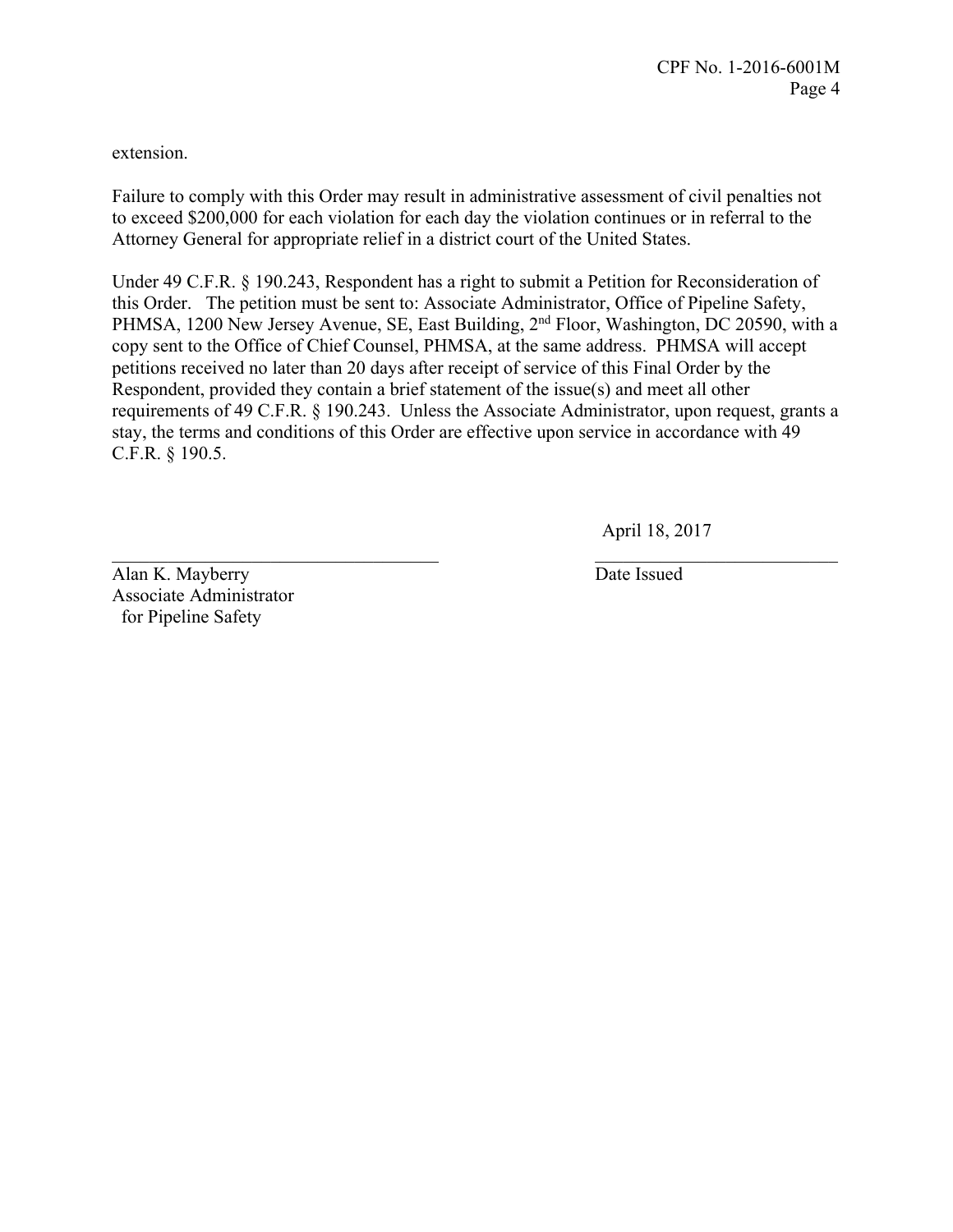extension.

Failure to comply with this Order may result in administrative assessment of civil penalties not to exceed $200,000 for each violation for each day the violation continues or in referral to the Attorney General for appropriate relief in a district court of the United States.

Under 49 C.F.R. § 190.243, Respondent has a right to submit a Petition for Reconsideration of this Order. The petition must be sent to: Associate Administrator, Office of Pipeline Safety, PHMSA, 1200 New Jersey Avenue, SE, East Building, 2nd Floor, Washington, DC 20590, with a copy sent to the Office of Chief Counsel, PHMSA, at the same address. PHMSA will accept petitions received no later than 20 days after receipt of service of this Final Order by the Respondent, provided they contain a brief statement of the issue(s) and meet all other requirements of 49 C.F.R. § 190.243. Unless the Associate Administrator, upon request, grants a stay, the terms and conditions of this Order are effective upon service in accordance with 49 C.F.R. § 190.5.

\_\_\_\_\_\_\_\_\_\_\_\_\_\_\_\_\_\_\_\_\_\_\_\_\_\_\_\_\_\_\_\_\_\_\_\_
Alan K. Mayberry
Associate Administrator
for Pipeline Safety

April 18, 2017
\_\_\_\_\_\_\_\_\_\_\_\_\_\_\_\_\_\_\_\_\_\_\_\_\_\_\_\_
Date Issued